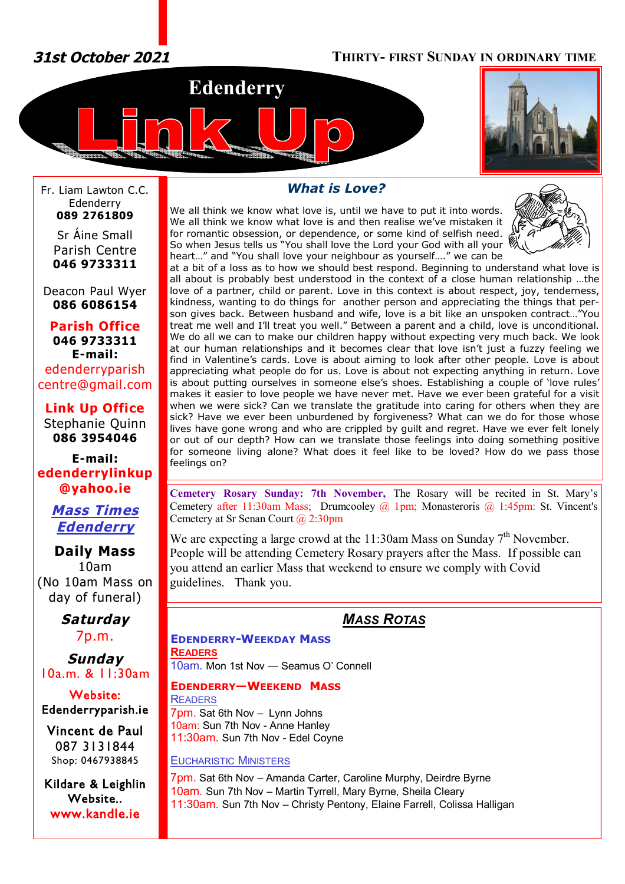**31st October 2021** — THIRTY- FIRST SUNDAY IN ORDINARY TIME

# Edenderry Link Up

Fr. Liam Lawton C.C.
Edenderry
**089 2761809**

Sr Áine Small
Parish Centre
**046 9733311**

Deacon Paul Wyer
**086 6086154**

**Parish Office**
**046 9733311**
**E-mail:**
edenderryparish centre@gmail.com

**Link Up Office**
Stephanie Quinn
**086 3954046**

**E-mail:**
**edenderrylinkup @yahoo.ie**

***Mass Times Edenderry***

**Daily Mass**
10am
(No 10am Mass on day of funeral)

***Saturday***
7p.m.

***Sunday***
10a.m. & 11:30am

**Website:**
Edenderryparish.ie

Vincent de Paul
087 3131844
Shop: 0467938845

Kildare & Leighlin Website..
www.kandle.ie

## *What is Love?*

We all think we know what love is, until we have to put it into words. We all think we know what love is and then realise we've mistaken it for romantic obsession, or dependence, or some kind of selfish need. So when Jesus tells us "You shall love the Lord your God with all your heart…" and "You shall love your neighbour as yourself…." we can be at a bit of a loss as to how we should best respond. Beginning to understand what love is all about is probably best understood in the context of a close human relationship …the love of a partner, child or parent. Love in this context is about respect, joy, tenderness, kindness, wanting to do things for another person and appreciating the things that person gives back. Between husband and wife, love is a bit like an unspoken contract…"You treat me well and I'll treat you well." Between a parent and a child, love is unconditional. We do all we can to make our children happy without expecting very much back. We look at our human relationships and it becomes clear that love isn't just a fuzzy feeling we find in Valentine's cards. Love is about aiming to look after other people. Love is about appreciating what people do for us. Love is about not expecting anything in return. Love is about putting ourselves in someone else's shoes. Establishing a couple of 'love rules' makes it easier to love people we have never met. Have we ever been grateful for a visit when we were sick? Can we translate the gratitude into caring for others when they are sick? Have we ever been unburdened by forgiveness? What can we do for those whose lives have gone wrong and who are crippled by guilt and regret. Have we ever felt lonely or out of our depth? How can we translate those feelings into doing something positive for someone living alone? What does it feel like to be loved? How do we pass those feelings on?

**Cemetery Rosary Sunday: 7th November,** The Rosary will be recited in St. Mary's Cemetery after 11:30am Mass; Drumcooley @ 1pm; Monasteroris @ 1:45pm: St. Vincent's Cemetery at Sr Senan Court @ 2:30pm

We are expecting a large crowd at the 11:30am Mass on Sunday 7th November. People will be attending Cemetery Rosary prayers after the Mass. If possible can you attend an earlier Mass that weekend to ensure we comply with Covid guidelines. Thank you.

## *MASS ROTAS*

### EDENDERRY-WEEKDAY MASS

**READERS**

10am. Mon 1st Nov — Seamus O' Connell

### EDENDERRY—WEEKEND MASS

READERS

7pm. Sat 6th Nov – Lynn Johns
10am: Sun 7th Nov - Anne Hanley
11:30am. Sun 7th Nov - Edel Coyne

EUCHARISTIC MINISTERS

7pm. Sat 6th Nov – Amanda Carter, Caroline Murphy, Deirdre Byrne
10am. Sun 7th Nov – Martin Tyrrell, Mary Byrne, Sheila Cleary
11:30am. Sun 7th Nov – Christy Pentony, Elaine Farrell, Colissa Halligan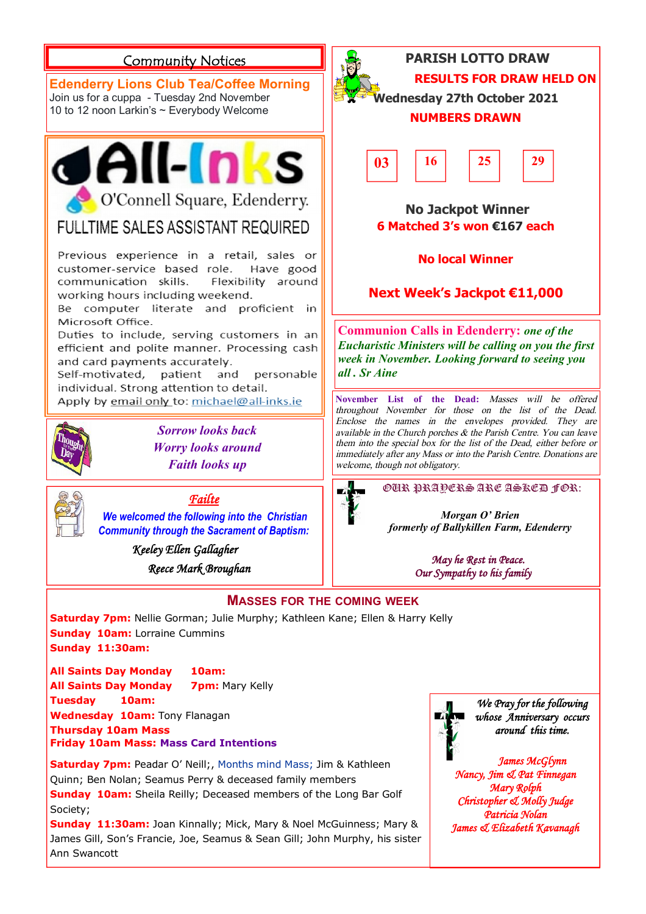## Community Notices

### Edenderry Lions Club Tea/Coffee Morning

Join us for a cuppa - Tuesday 2nd November
10 to 12 noon Larkin's ~ Everybody Welcome

### All-Inks

O'Connell Square, Edenderry.

**FULLTIME SALES ASSISTANT REQUIRED**

Previous experience in a retail, sales or customer-service based role. Have good communication skills. Flexibility around working hours including weekend.
Be computer literate and proficient in Microsoft Office.
Duties to include, serving customers in an efficient and polite manner. Processing cash and card payments accurately.
Self-motivated, patient and personable individual. Strong attention to detail.
Apply by email only to: michael@all-inks.ie

*Sorrow looks back*
*Worry looks around*
*Faith looks up*

### *Failte*

***We welcomed the following into the Christian Community through the Sacrament of Baptism:***

*Keeley Ellen Gallagher*
*Reece Mark Broughan*

## PARISH LOTTO DRAW

**RESULTS FOR DRAW HELD ON**
**Wednesday 27th October 2021**

**NUMBERS DRAWN**

| 03 | 16 | 25 | 29 |
|---|---|---|---|

**No Jackpot Winner**
**6 Matched 3's won €167 each**

**No local Winner**

**Next Week's Jackpot €11,000**

**Communion Calls in Edenderry:** *one of the Eucharistic Ministers will be calling on you the first week in November. Looking forward to seeing you all . Sr Aine*

**November List of the Dead:** *Masses will be offered throughout November for those on the list of the Dead. Enclose the names in the envelopes provided. They are available in the Church porches & the Parish Centre. You can leave them into the special box for the list of the Dead, either before or immediately after any Mass or into the Parish Centre. Donations are welcome, though not obligatory.*

### OUR PRAYERS ARE ASKED FOR:

*Morgan O' Brien*
*formerly of Ballykillen Farm, Edenderry*

*May he Rest in Peace.*
*Our Sympathy to his family*

## MASSES FOR THE COMING WEEK

**Saturday 7pm:** Nellie Gorman; Julie Murphy; Kathleen Kane; Ellen & Harry Kelly
**Sunday 10am:** Lorraine Cummins
**Sunday 11:30am:**

**All Saints Day Monday 10am:**
**All Saints Day Monday 7pm:** Mary Kelly
**Tuesday 10am:**
**Wednesday 10am:** Tony Flanagan
**Thursday 10am Mass**
**Friday 10am Mass: Mass Card Intentions**

**Saturday 7pm:** Peadar O' Neill;, Months mind Mass; Jim & Kathleen Quinn; Ben Nolan; Seamus Perry & deceased family members
**Sunday 10am:** Sheila Reilly; Deceased members of the Long Bar Golf Society;
**Sunday 11:30am:** Joan Kinnally; Mick, Mary & Noel McGuinness; Mary & James Gill, Son's Francie, Joe, Seamus & Sean Gill; John Murphy, his sister Ann Swancott

*We Pray for the following whose Anniversary occurs around this time.*

*James McGlynn*
*Nancy, Jim & Pat Finnegan*
*Mary Rolph*
*Christopher & Molly Judge*
*Patricia Nolan*
*James & Elizabeth Kavanagh*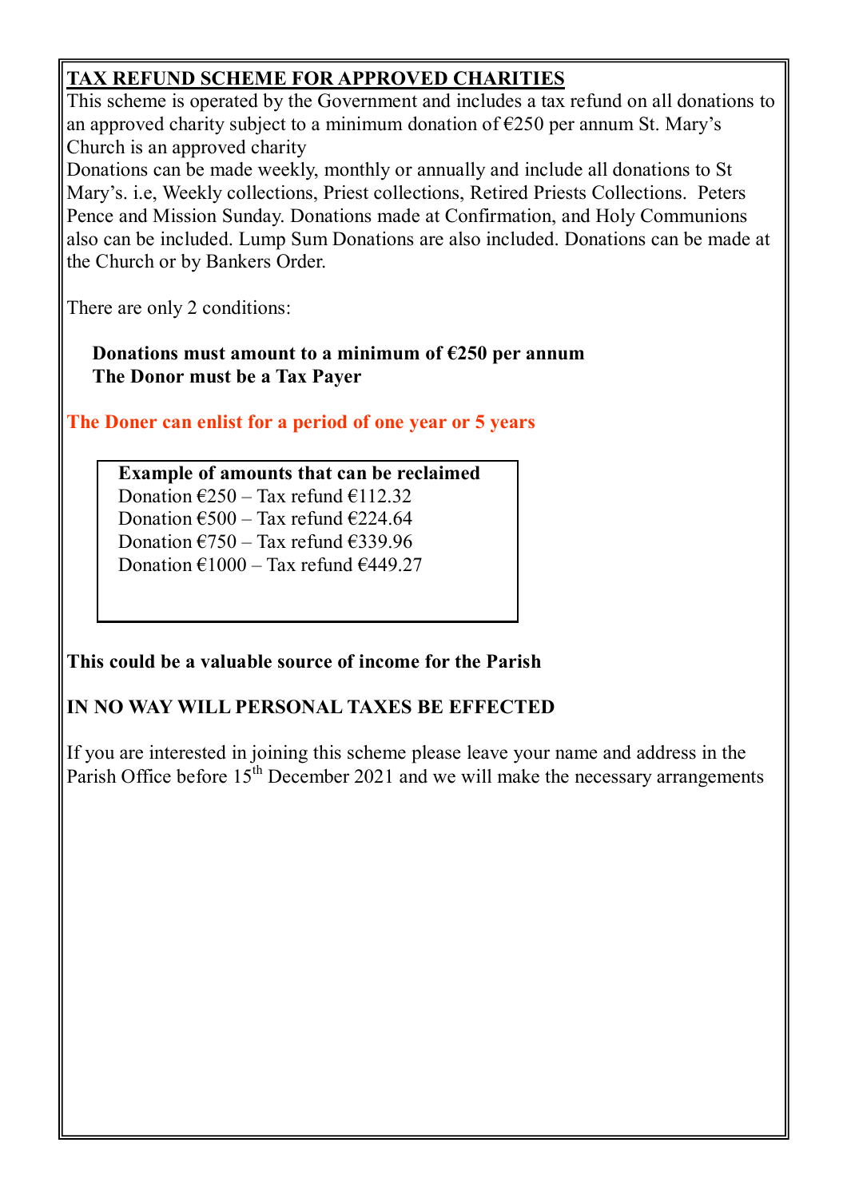## TAX REFUND SCHEME FOR APPROVED CHARITIES

This scheme is operated by the Government and includes a tax refund on all donations to an approved charity subject to a minimum donation of €250 per annum St. Mary's Church is an approved charity

Donations can be made weekly, monthly or annually and include all donations to St Mary's. i.e, Weekly collections, Priest collections, Retired Priests Collections. Peters Pence and Mission Sunday. Donations made at Confirmation, and Holy Communions also can be included. Lump Sum Donations are also included. Donations can be made at the Church or by Bankers Order.

There are only 2 conditions:

**Donations must amount to a minimum of €250 per annum**
**The Donor must be a Tax Payer**

**The Doner can enlist for a period of one year or 5 years**

**Example of amounts that can be reclaimed**
Donation €250 – Tax refund €112.32
Donation €500 – Tax refund €224.64
Donation €750 – Tax refund €339.96
Donation €1000 – Tax refund €449.27

**This could be a valuable source of income for the Parish**

**IN NO WAY WILL PERSONAL TAXES BE EFFECTED**

If you are interested in joining this scheme please leave your name and address in the Parish Office before 15th December 2021 and we will make the necessary arrangements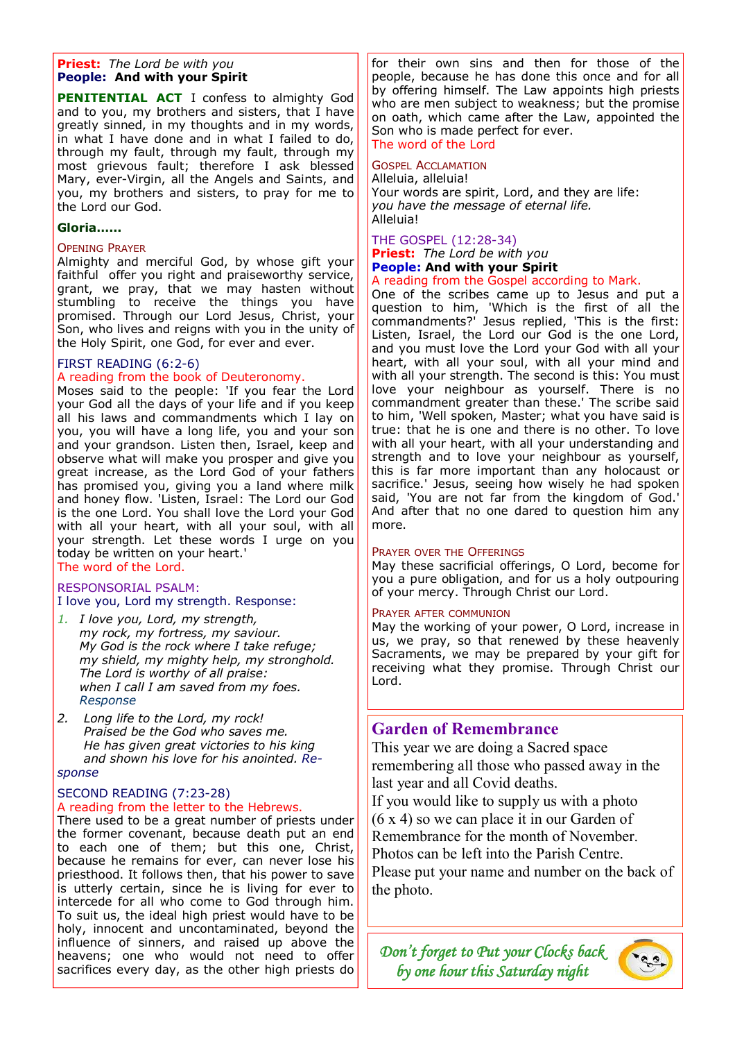**Priest:** *The Lord be with you*
**People: And with your Spirit**

**PENITENTIAL ACT** I confess to almighty God and to you, my brothers and sisters, that I have greatly sinned, in my thoughts and in my words, in what I have done and in what I failed to do, through my fault, through my fault, through my most grievous fault; therefore I ask blessed Mary, ever-Virgin, all the Angels and Saints, and you, my brothers and sisters, to pray for me to the Lord our God.

**Gloria……**

OPENING PRAYER
Almighty and merciful God, by whose gift your faithful offer you right and praiseworthy service, grant, we pray, that we may hasten without stumbling to receive the things you have promised. Through our Lord Jesus, Christ, your Son, who lives and reigns with you in the unity of the Holy Spirit, one God, for ever and ever.

FIRST READING (6:2-6)
A reading from the book of Deuteronomy.
Moses said to the people: 'If you fear the Lord your God all the days of your life and if you keep all his laws and commandments which I lay on you, you will have a long life, you and your son and your grandson. Listen then, Israel, keep and observe what will make you prosper and give you great increase, as the Lord God of your fathers has promised you, giving you a land where milk and honey flow. 'Listen, Israel: The Lord our God is the one Lord. You shall love the Lord your God with all your heart, with all your soul, with all your strength. Let these words I urge on you today be written on your heart.'
The word of the Lord.

RESPONSORIAL PSALM:
I love you, Lord my strength. Response:

1. *I love you, Lord, my strength,*
 *my rock, my fortress, my saviour.*
 *My God is the rock where I take refuge;*
 *my shield, my mighty help, my stronghold.*
 *The Lord is worthy of all praise:*
 *when I call I am saved from my foes.*
 *Response*
2. *Long life to the Lord, my rock!*
 *Praised be the God who saves me.*
 *He has given great victories to his king*
 *and shown his love for his anointed. Response*

SECOND READING (7:23-28)
A reading from the letter to the Hebrews.
There used to be a great number of priests under the former covenant, because death put an end to each one of them; but this one, Christ, because he remains for ever, can never lose his priesthood. It follows then, that his power to save is utterly certain, since he is living for ever to intercede for all who come to God through him. To suit us, the ideal high priest would have to be holy, innocent and uncontaminated, beyond the influence of sinners, and raised up above the heavens; one who would not need to offer sacrifices every day, as the other high priests do for their own sins and then for those of the people, because he has done this once and for all by offering himself. The Law appoints high priests who are men subject to weakness; but the promise on oath, which came after the Law, appointed the Son who is made perfect for ever.
The word of the Lord

GOSPEL ACCLAMATION
Alleluia, alleluia!
Your words are spirit, Lord, and they are life:
*you have the message of eternal life.*
Alleluia!

THE GOSPEL (12:28-34)
**Priest:** *The Lord be with you*
**People: And with your Spirit**
A reading from the Gospel according to Mark.
One of the scribes came up to Jesus and put a question to him, 'Which is the first of all the commandments?' Jesus replied, 'This is the first: Listen, Israel, the Lord our God is the one Lord, and you must love the Lord your God with all your heart, with all your soul, with all your mind and with all your strength. The second is this: You must love your neighbour as yourself. There is no commandment greater than these.' The scribe said to him, 'Well spoken, Master; what you have said is true: that he is one and there is no other. To love with all your heart, with all your understanding and strength and to love your neighbour as yourself, this is far more important than any holocaust or sacrifice.' Jesus, seeing how wisely he had spoken said, 'You are not far from the kingdom of God.' And after that no one dared to question him any more.

PRAYER OVER THE OFFERINGS
May these sacrificial offerings, O Lord, become for you a pure obligation, and for us a holy outpouring of your mercy. Through Christ our Lord.

PRAYER AFTER COMMUNION
May the working of your power, O Lord, increase in us, we pray, so that renewed by these heavenly Sacraments, we may be prepared by your gift for receiving what they promise. Through Christ our Lord.

## Garden of Remembrance

This year we are doing a Sacred space remembering all those who passed away in the last year and all Covid deaths.
If you would like to supply us with a photo (6 x 4) so we can place it in our Garden of Remembrance for the month of November.
Photos can be left into the Parish Centre.
Please put your name and number on the back of the photo.

*Don't forget to Put your Clocks back by one hour this Saturday night*